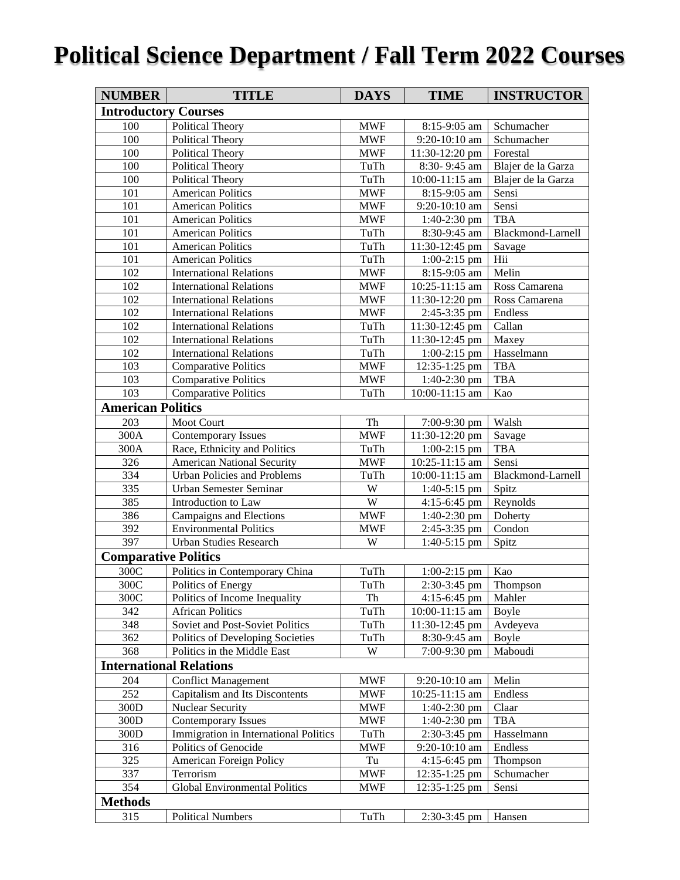# Political Science Department / Fall Term 2022 Courses

| NUMBER | TITLE | DAYS | TIME | INSTRUCTOR |
|---|---|---|---|---|
| **Introductory Courses** | | | | |
| 100 | Political Theory | MWF | 8:15-9:05 am | Schumacher |
| 100 | Political Theory | MWF | 9:20-10:10 am | Schumacher |
| 100 | Political Theory | MWF | 11:30-12:20 pm | Forestal |
| 100 | Political Theory | TuTh | 8:30- 9:45 am | Blajer de la Garza |
| 100 | Political Theory | TuTh | 10:00-11:15 am | Blajer de la Garza |
| 101 | American Politics | MWF | 8:15-9:05 am | Sensi |
| 101 | American Politics | MWF | 9:20-10:10 am | Sensi |
| 101 | American Politics | MWF | 1:40-2:30 pm | TBA |
| 101 | American Politics | TuTh | 8:30-9:45 am | Blackmond-Larnell |
| 101 | American Politics | TuTh | 11:30-12:45 pm | Savage |
| 101 | American Politics | TuTh | 1:00-2:15 pm | Hii |
| 102 | International Relations | MWF | 8:15-9:05 am | Melin |
| 102 | International Relations | MWF | 10:25-11:15 am | Ross Camarena |
| 102 | International Relations | MWF | 11:30-12:20 pm | Ross Camarena |
| 102 | International Relations | MWF | 2:45-3:35 pm | Endless |
| 102 | International Relations | TuTh | 11:30-12:45 pm | Callan |
| 102 | International Relations | TuTh | 11:30-12:45 pm | Maxey |
| 102 | International Relations | TuTh | 1:00-2:15 pm | Hasselmann |
| 103 | Comparative Politics | MWF | 12:35-1:25 pm | TBA |
| 103 | Comparative Politics | MWF | 1:40-2:30 pm | TBA |
| 103 | Comparative Politics | TuTh | 10:00-11:15 am | Kao |
| **American Politics** | | | | |
| 203 | Moot Court | Th | 7:00-9:30 pm | Walsh |
| 300A | Contemporary Issues | MWF | 11:30-12:20 pm | Savage |
| 300A | Race, Ethnicity and Politics | TuTh | 1:00-2:15 pm | TBA |
| 326 | American National Security | MWF | 10:25-11:15 am | Sensi |
| 334 | Urban Policies and Problems | TuTh | 10:00-11:15 am | Blackmond-Larnell |
| 335 | Urban Semester Seminar | W | 1:40-5:15 pm | Spitz |
| 385 | Introduction to Law | W | 4:15-6:45 pm | Reynolds |
| 386 | Campaigns and Elections | MWF | 1:40-2:30 pm | Doherty |
| 392 | Environmental Politics | MWF | 2:45-3:35 pm | Condon |
| 397 | Urban Studies Research | W | 1:40-5:15 pm | Spitz |
| **Comparative Politics** | | | | |
| 300C | Politics in Contemporary China | TuTh | 1:00-2:15 pm | Kao |
| 300C | Politics of Energy | TuTh | 2:30-3:45 pm | Thompson |
| 300C | Politics of Income Inequality | Th | 4:15-6:45 pm | Mahler |
| 342 | African Politics | TuTh | 10:00-11:15 am | Boyle |
| 348 | Soviet and Post-Soviet Politics | TuTh | 11:30-12:45 pm | Avdeyeva |
| 362 | Politics of Developing Societies | TuTh | 8:30-9:45 am | Boyle |
| 368 | Politics in the Middle East | W | 7:00-9:30 pm | Maboudi |
| **International Relations** | | | | |
| 204 | Conflict Management | MWF | 9:20-10:10 am | Melin |
| 252 | Capitalism and Its Discontents | MWF | 10:25-11:15 am | Endless |
| 300D | Nuclear Security | MWF | 1:40-2:30 pm | Claar |
| 300D | Contemporary Issues | MWF | 1:40-2:30 pm | TBA |
| 300D | Immigration in International Politics | TuTh | 2:30-3:45 pm | Hasselmann |
| 316 | Politics of Genocide | MWF | 9:20-10:10 am | Endless |
| 325 | American Foreign Policy | Tu | 4:15-6:45 pm | Thompson |
| 337 | Terrorism | MWF | 12:35-1:25 pm | Schumacher |
| 354 | Global Environmental Politics | MWF | 12:35-1:25 pm | Sensi |
| **Methods** | | | | |
| 315 | Political Numbers | TuTh | 2:30-3:45 pm | Hansen |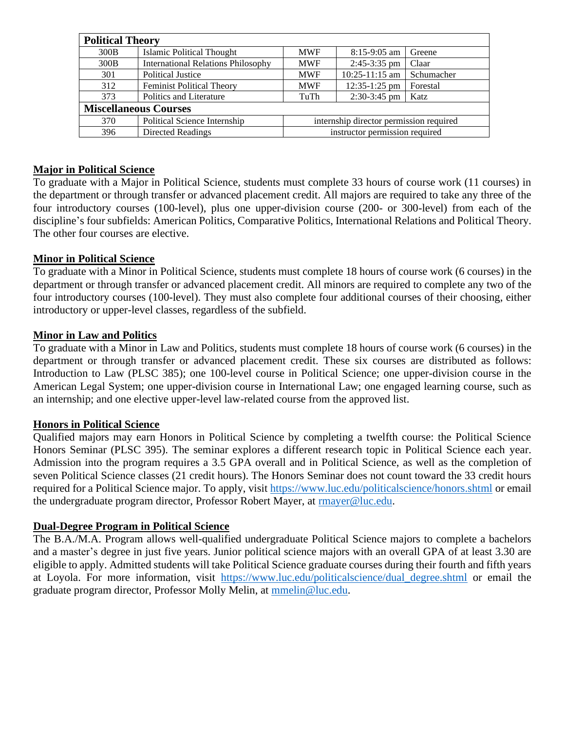| | | | | |
|---|---|---|---|---|
| **Political Theory** | | | | |
| 300B | Islamic Political Thought | MWF | 8:15-9:05 am | Greene |
| 300B | International Relations Philosophy | MWF | 2:45-3:35 pm | Claar |
| 301 | Political Justice | MWF | 10:25-11:15 am | Schumacher |
| 312 | Feminist Political Theory | MWF | 12:35-1:25 pm | Forestal |
| 373 | Politics and Literature | TuTh | 2:30-3:45 pm | Katz |
| **Miscellaneous Courses** | | | | |
| 370 | Political Science Internship | internship director permission required | | |
| 396 | Directed Readings | instructor permission required | | |

## Major in Political Science

To graduate with a Major in Political Science, students must complete 33 hours of course work (11 courses) in the department or through transfer or advanced placement credit. All majors are required to take any three of the four introductory courses (100-level), plus one upper-division course (200- or 300-level) from each of the discipline's four subfields: American Politics, Comparative Politics, International Relations and Political Theory. The other four courses are elective.

## Minor in Political Science

To graduate with a Minor in Political Science, students must complete 18 hours of course work (6 courses) in the department or through transfer or advanced placement credit. All minors are required to complete any two of the four introductory courses (100-level). They must also complete four additional courses of their choosing, either introductory or upper-level classes, regardless of the subfield.

## Minor in Law and Politics

To graduate with a Minor in Law and Politics, students must complete 18 hours of course work (6 courses) in the department or through transfer or advanced placement credit. These six courses are distributed as follows: Introduction to Law (PLSC 385); one 100-level course in Political Science; one upper-division course in the American Legal System; one upper-division course in International Law; one engaged learning course, such as an internship; and one elective upper-level law-related course from the approved list.

## Honors in Political Science

Qualified majors may earn Honors in Political Science by completing a twelfth course: the Political Science Honors Seminar (PLSC 395). The seminar explores a different research topic in Political Science each year. Admission into the program requires a 3.5 GPA overall and in Political Science, as well as the completion of seven Political Science classes (21 credit hours). The Honors Seminar does not count toward the 33 credit hours required for a Political Science major. To apply, visit https://www.luc.edu/politicalscience/honors.shtml or email the undergraduate program director, Professor Robert Mayer, at rmayer@luc.edu.

## Dual-Degree Program in Political Science

The B.A./M.A. Program allows well-qualified undergraduate Political Science majors to complete a bachelors and a master's degree in just five years. Junior political science majors with an overall GPA of at least 3.30 are eligible to apply. Admitted students will take Political Science graduate courses during their fourth and fifth years at Loyola. For more information, visit https://www.luc.edu/politicalscience/dual_degree.shtml or email the graduate program director, Professor Molly Melin, at mmelin@luc.edu.